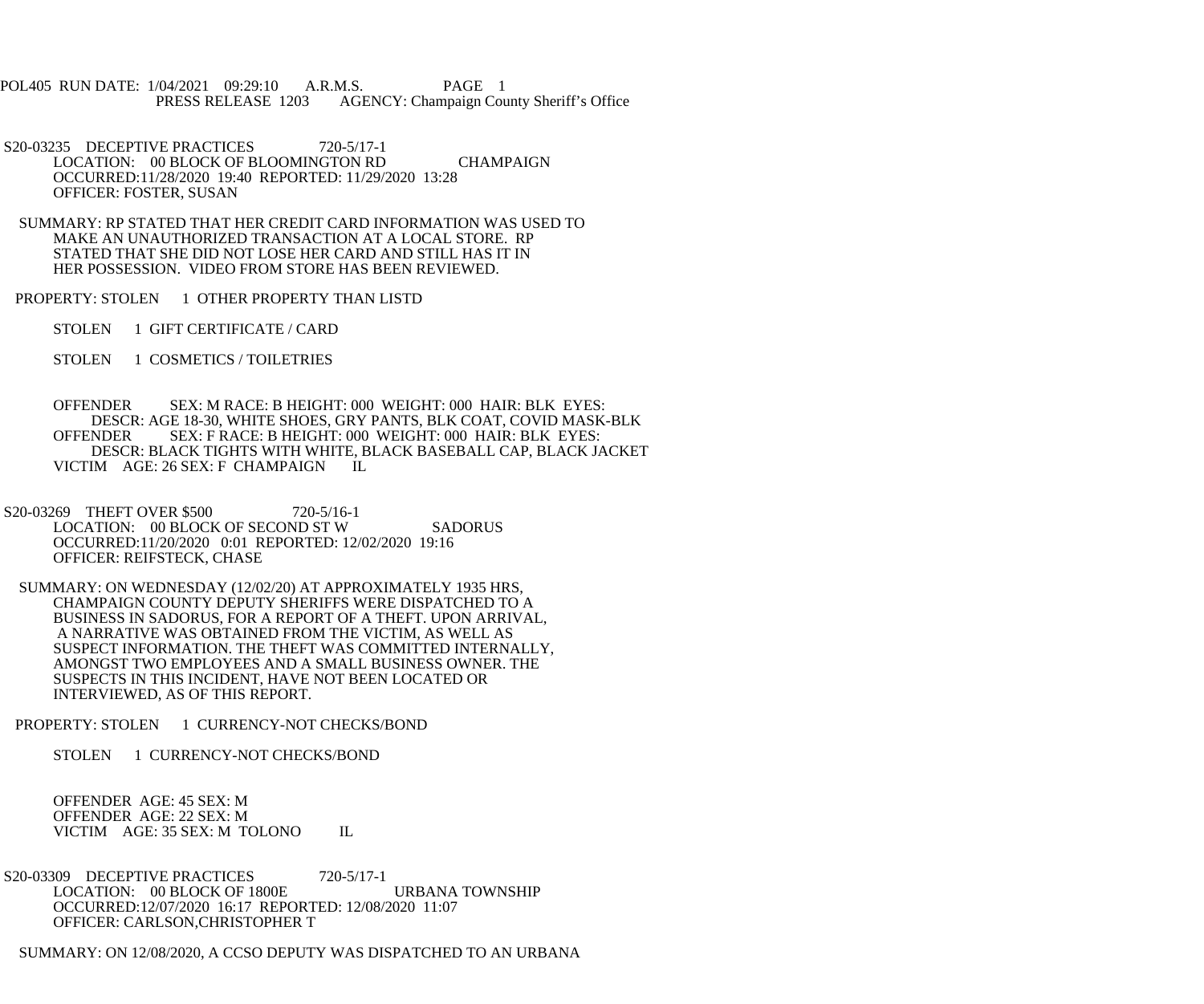POL405 RUN DATE: 1/04/2021 09:29:10 A.R.M.S. PAGE 1
PRESS RELEASE 1203 AGENCY: Champaign County Sheriff's Office

S20-03235 DECEPTIVE PRACTICES 720-5/17-1
LOCATION: 00 BLOCK OF BLOOMINGTON RD CHAMPAIGN
OCCURRED:11/28/2020 19:40 REPORTED: 11/29/2020 13:28
OFFICER: FOSTER, SUSAN

SUMMARY: RP STATED THAT HER CREDIT CARD INFORMATION WAS USED TO MAKE AN UNAUTHORIZED TRANSACTION AT A LOCAL STORE. RP STATED THAT SHE DID NOT LOSE HER CARD AND STILL HAS IT IN HER POSSESSION. VIDEO FROM STORE HAS BEEN REVIEWED.

PROPERTY: STOLEN 1 OTHER PROPERTY THAN LISTD

STOLEN 1 GIFT CERTIFICATE / CARD

STOLEN 1 COSMETICS / TOILETRIES

OFFENDER SEX: M RACE: B HEIGHT: 000 WEIGHT: 000 HAIR: BLK EYES:
DESCR: AGE 18-30, WHITE SHOES, GRY PANTS, BLK COAT, COVID MASK-BLK
OFFENDER SEX: F RACE: B HEIGHT: 000 WEIGHT: 000 HAIR: BLK EYES:
DESCR: BLACK TIGHTS WITH WHITE, BLACK BASEBALL CAP, BLACK JACKET
VICTIM AGE: 26 SEX: F CHAMPAIGN IL

S20-03269 THEFT OVER $500 720-5/16-1
LOCATION: 00 BLOCK OF SECOND ST W SADORUS
OCCURRED:11/20/2020 0:01 REPORTED: 12/02/2020 19:16
OFFICER: REIFSTECK, CHASE

SUMMARY: ON WEDNESDAY (12/02/20) AT APPROXIMATELY 1935 HRS, CHAMPAIGN COUNTY DEPUTY SHERIFFS WERE DISPATCHED TO A BUSINESS IN SADORUS, FOR A REPORT OF A THEFT. UPON ARRIVAL, A NARRATIVE WAS OBTAINED FROM THE VICTIM, AS WELL AS SUSPECT INFORMATION. THE THEFT WAS COMMITTED INTERNALLY, AMONGST TWO EMPLOYEES AND A SMALL BUSINESS OWNER. THE SUSPECTS IN THIS INCIDENT, HAVE NOT BEEN LOCATED OR INTERVIEWED, AS OF THIS REPORT.

PROPERTY: STOLEN 1 CURRENCY-NOT CHECKS/BOND

STOLEN 1 CURRENCY-NOT CHECKS/BOND

OFFENDER AGE: 45 SEX: M
OFFENDER AGE: 22 SEX: M
VICTIM AGE: 35 SEX: M TOLONO IL

S20-03309 DECEPTIVE PRACTICES 720-5/17-1
LOCATION: 00 BLOCK OF 1800E URBANA TOWNSHIP
OCCURRED:12/07/2020 16:17 REPORTED: 12/08/2020 11:07
OFFICER: CARLSON,CHRISTOPHER T

SUMMARY: ON 12/08/2020, A CCSO DEPUTY WAS DISPATCHED TO AN URBANA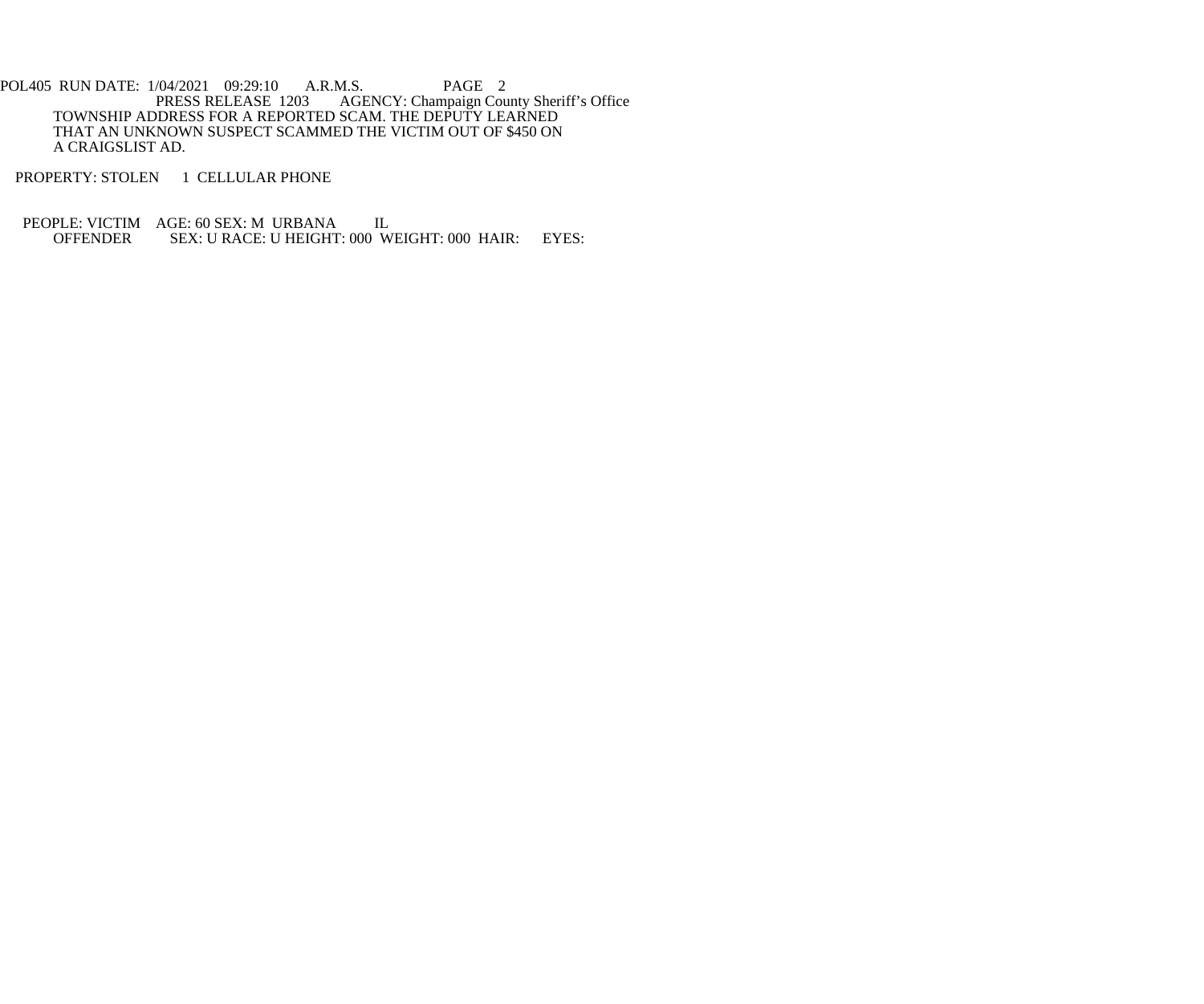PRESS RELEASE 1203 AGENCY: Champaign County Sheriff's Office

TOWNSHIP ADDRESS FOR A REPORTED SCAM. THE DEPUTY LEARNED THAT AN UNKNOWN SUSPECT SCAMMED THE VICTIM OUT OF $450 ON A CRAIGSLIST AD.

PROPERTY: STOLEN 1 CELLULAR PHONE

PEOPLE: VICTIM AGE: 60 SEX: M URBANA IL
OFFENDER SEX: U RACE: U HEIGHT: 000 WEIGHT: 000 HAIR: EYES: